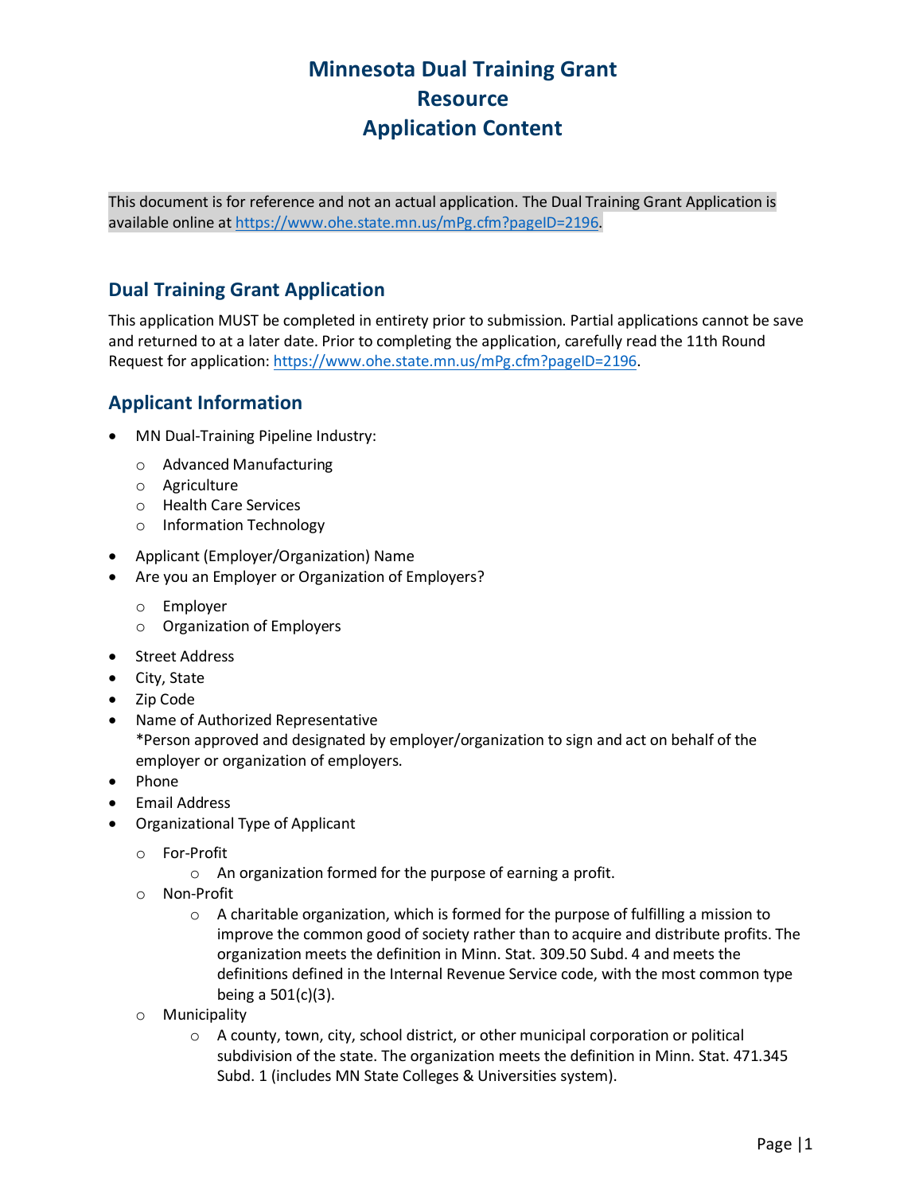# Minnesota Dual Training Grant Resource Application Content

This document is for reference and not an actual application. The Dual Training Grant Application is available online at https://www.ohe.state.mn.us/mPg.cfm?pageID=2196.

## Dual Training Grant Application

This application MUST be completed in entirety prior to submission. Partial applications cannot be save and returned to at a later date. Prior to completing the application, carefully read the 11th Round Request for application: https://www.ohe.state.mn.us/mPg.cfm?pageID=2196.

## Applicant Information

- MN Dual-Training Pipeline Industry:
  - Advanced Manufacturing
  - Agriculture
  - Health Care Services
  - Information Technology
- Applicant (Employer/Organization) Name
- Are you an Employer or Organization of Employers?
  - Employer
  - Organization of Employers
- Street Address
- City, State
- Zip Code
- Name of Authorized Representative
  *Person approved and designated by employer/organization to sign and act on behalf of the employer or organization of employers.
- Phone
- Email Address
- Organizational Type of Applicant
  - For-Profit
    - An organization formed for the purpose of earning a profit.
  - Non-Profit
    - A charitable organization, which is formed for the purpose of fulfilling a mission to improve the common good of society rather than to acquire and distribute profits. The organization meets the definition in Minn. Stat. 309.50 Subd. 4 and meets the definitions defined in the Internal Revenue Service code, with the most common type being a 501(c)(3).
  - Municipality
    - A county, town, city, school district, or other municipal corporation or political subdivision of the state. The organization meets the definition in Minn. Stat. 471.345 Subd. 1 (includes MN State Colleges & Universities system).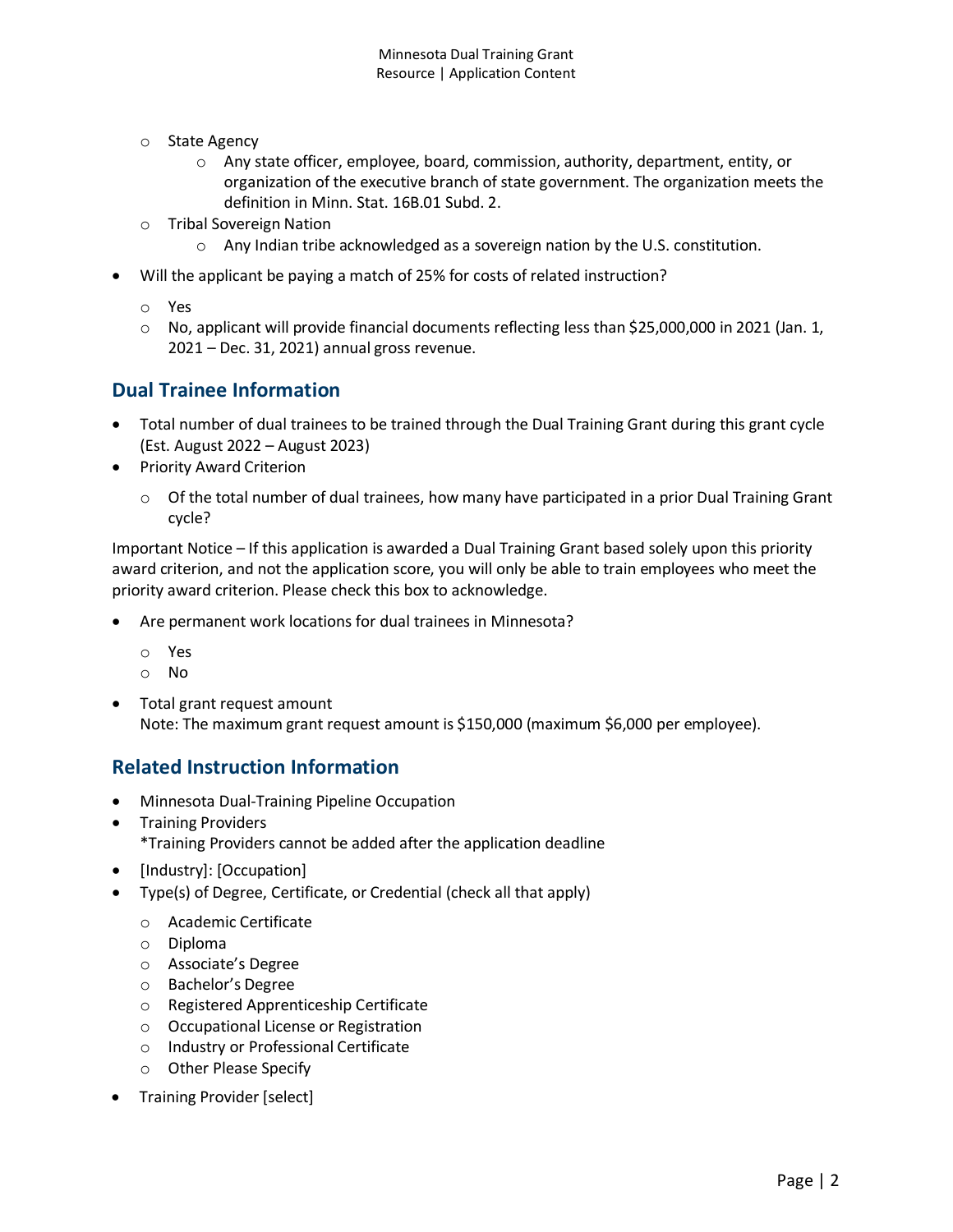- State Agency
    - Any state officer, employee, board, commission, authority, department, entity, or organization of the executive branch of state government. The organization meets the definition in Minn. Stat. 16B.01 Subd. 2.
- Tribal Sovereign Nation
    - Any Indian tribe acknowledged as a sovereign nation by the U.S. constitution.

- Will the applicant be paying a match of 25% for costs of related instruction?
    - Yes
    - No, applicant will provide financial documents reflecting less than $25,000,000 in 2021 (Jan. 1, 2021 – Dec. 31, 2021) annual gross revenue.

## Dual Trainee Information

- Total number of dual trainees to be trained through the Dual Training Grant during this grant cycle (Est. August 2022 – August 2023)
- Priority Award Criterion
    - Of the total number of dual trainees, how many have participated in a prior Dual Training Grant cycle?

Important Notice – If this application is awarded a Dual Training Grant based solely upon this priority award criterion, and not the application score, you will only be able to train employees who meet the priority award criterion. Please check this box to acknowledge.

- Are permanent work locations for dual trainees in Minnesota?
    - Yes
    - No
- Total grant request amount
  Note: The maximum grant request amount is $150,000 (maximum $6,000 per employee).

## Related Instruction Information

- Minnesota Dual-Training Pipeline Occupation
- Training Providers
  *Training Providers cannot be added after the application deadline
- [Industry]: [Occupation]
- Type(s) of Degree, Certificate, or Credential (check all that apply)
    - Academic Certificate
    - Diploma
    - Associate's Degree
    - Bachelor's Degree
    - Registered Apprenticeship Certificate
    - Occupational License or Registration
    - Industry or Professional Certificate
    - Other Please Specify
- Training Provider [select]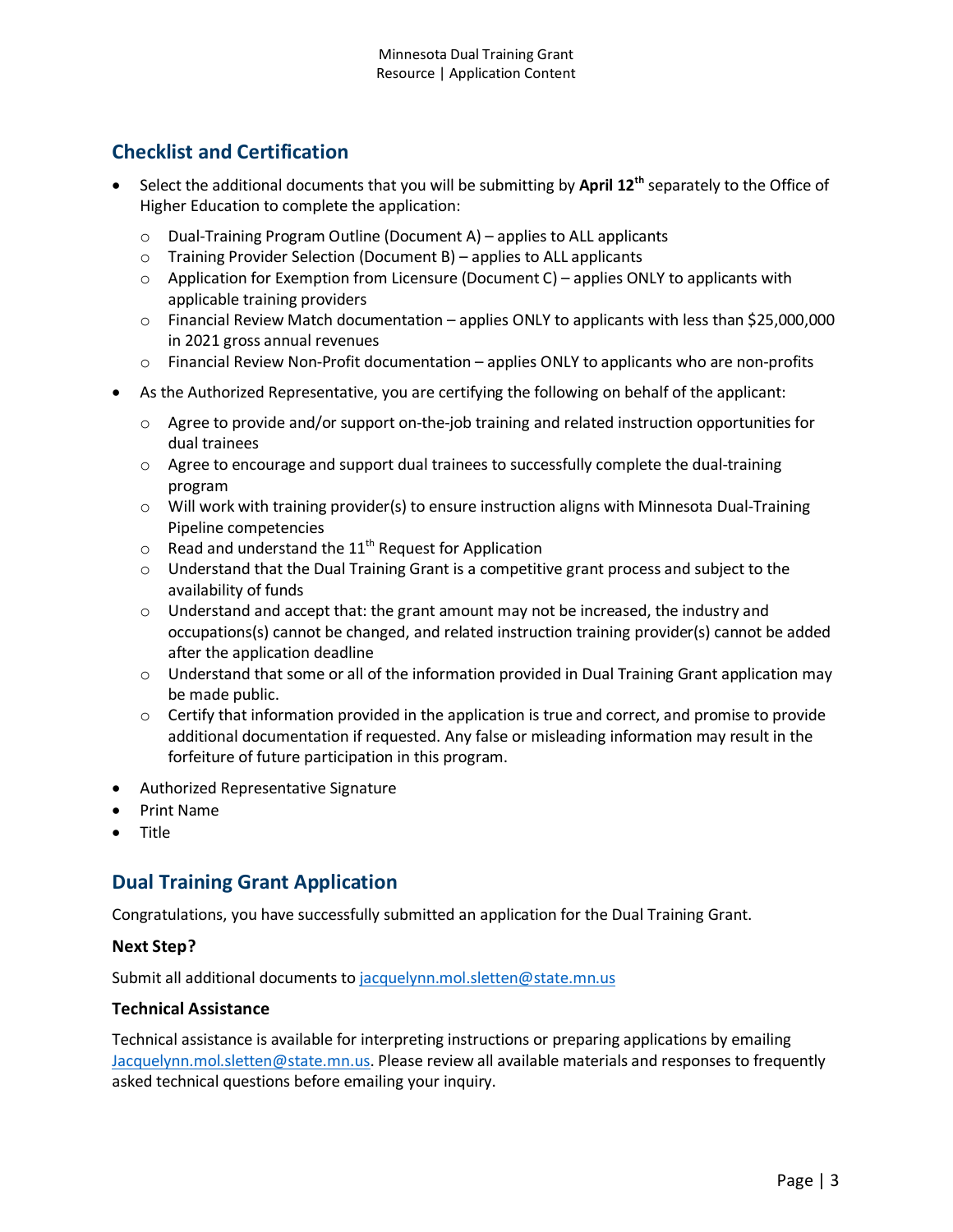## Checklist and Certification

- Select the additional documents that you will be submitting by **April 12th** separately to the Office of Higher Education to complete the application:
  - Dual-Training Program Outline (Document A) – applies to ALL applicants
  - Training Provider Selection (Document B) – applies to ALL applicants
  - Application for Exemption from Licensure (Document C) – applies ONLY to applicants with applicable training providers
  - Financial Review Match documentation – applies ONLY to applicants with less than $25,000,000 in 2021 gross annual revenues
  - Financial Review Non-Profit documentation – applies ONLY to applicants who are non-profits
- As the Authorized Representative, you are certifying the following on behalf of the applicant:
  - Agree to provide and/or support on-the-job training and related instruction opportunities for dual trainees
  - Agree to encourage and support dual trainees to successfully complete the dual-training program
  - Will work with training provider(s) to ensure instruction aligns with Minnesota Dual-Training Pipeline competencies
  - Read and understand the 11th Request for Application
  - Understand that the Dual Training Grant is a competitive grant process and subject to the availability of funds
  - Understand and accept that: the grant amount may not be increased, the industry and occupations(s) cannot be changed, and related instruction training provider(s) cannot be added after the application deadline
  - Understand that some or all of the information provided in Dual Training Grant application may be made public.
  - Certify that information provided in the application is true and correct, and promise to provide additional documentation if requested. Any false or misleading information may result in the forfeiture of future participation in this program.
- Authorized Representative Signature
- Print Name
- Title

## Dual Training Grant Application

Congratulations, you have successfully submitted an application for the Dual Training Grant.

### Next Step?

Submit all additional documents to jacquelynn.mol.sletten@state.mn.us

### Technical Assistance

Technical assistance is available for interpreting instructions or preparing applications by emailing Jacquelynn.mol.sletten@state.mn.us. Please review all available materials and responses to frequently asked technical questions before emailing your inquiry.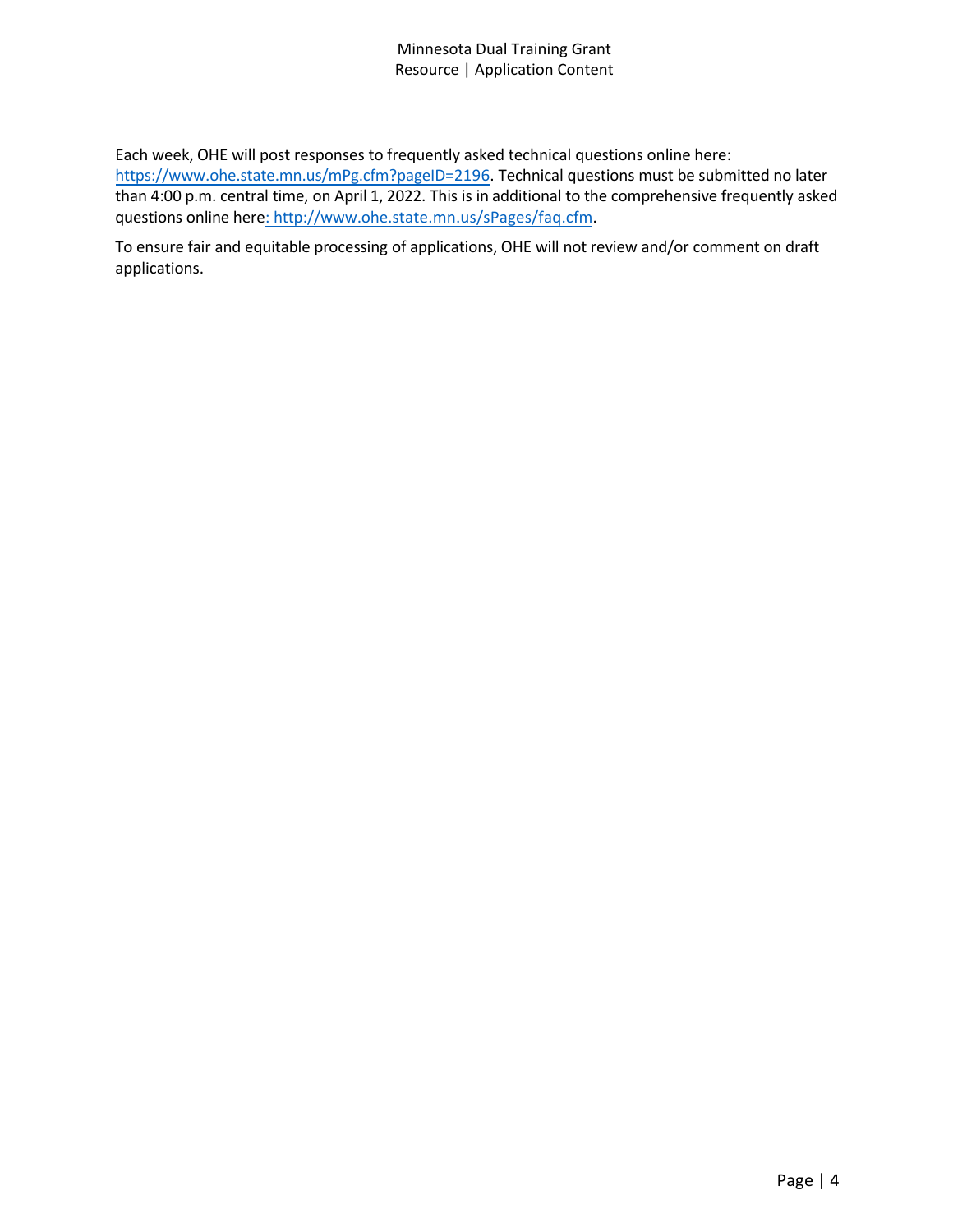Each week, OHE will post responses to frequently asked technical questions online here: https://www.ohe.state.mn.us/mPg.cfm?pageID=2196. Technical questions must be submitted no later than 4:00 p.m. central time, on April 1, 2022. This is in additional to the comprehensive frequently asked questions online here: http://www.ohe.state.mn.us/sPages/faq.cfm.

To ensure fair and equitable processing of applications, OHE will not review and/or comment on draft applications.